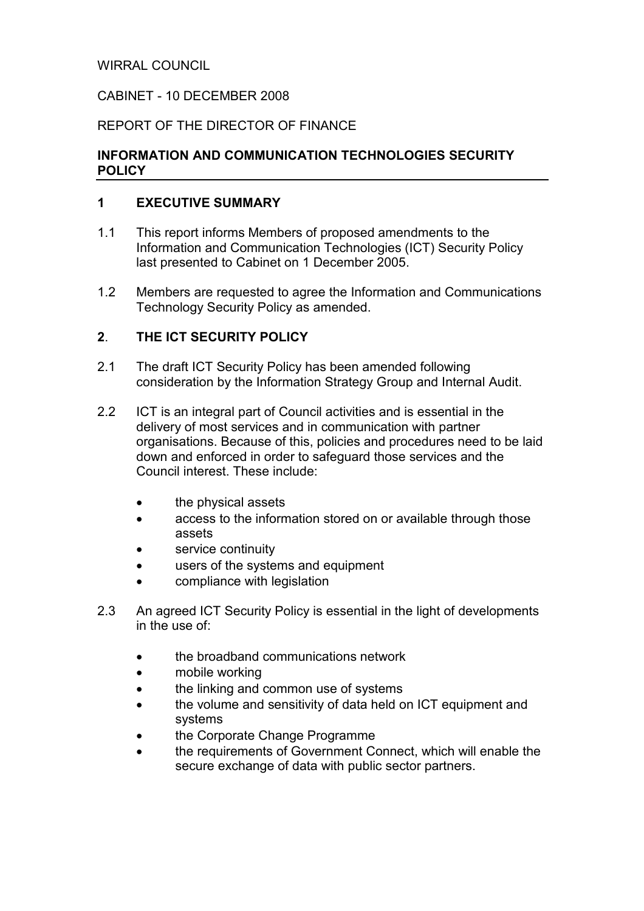WIRRAL COUNCIL

CABINET - 10 DECEMBER 2008

REPORT OF THE DIRECTOR OF FINANCE

# INFORMATION AND COMMUNICATION TECHNOLOGIES SECURITY POLICY

## 1 EXECUTIVE SUMMARY

1.1 This report informs Members of proposed amendments to the Information and Communication Technologies (ICT) Security Policy last presented to Cabinet on 1 December 2005.

1.2 Members are requested to agree the Information and Communications Technology Security Policy as amended.

## 2. THE ICT SECURITY POLICY

2.1 The draft ICT Security Policy has been amended following consideration by the Information Strategy Group and Internal Audit.

2.2 ICT is an integral part of Council activities and is essential in the delivery of most services and in communication with partner organisations. Because of this, policies and procedures need to be laid down and enforced in order to safeguard those services and the Council interest. These include:

- the physical assets
- access to the information stored on or available through those assets
- service continuity
- users of the systems and equipment
- compliance with legislation

2.3 An agreed ICT Security Policy is essential in the light of developments in the use of:

- the broadband communications network
- mobile working
- the linking and common use of systems
- the volume and sensitivity of data held on ICT equipment and systems
- the Corporate Change Programme
- the requirements of Government Connect, which will enable the secure exchange of data with public sector partners.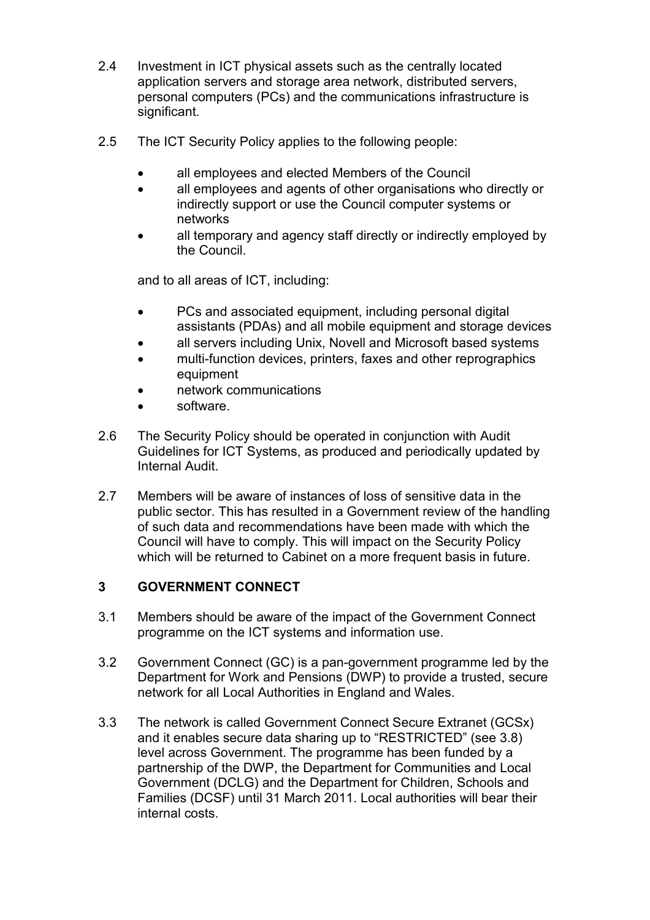2.4 Investment in ICT physical assets such as the centrally located application servers and storage area network, distributed servers, personal computers (PCs) and the communications infrastructure is significant.

2.5 The ICT Security Policy applies to the following people:

- all employees and elected Members of the Council
- all employees and agents of other organisations who directly or indirectly support or use the Council computer systems or networks
- all temporary and agency staff directly or indirectly employed by the Council.

and to all areas of ICT, including:

- PCs and associated equipment, including personal digital assistants (PDAs) and all mobile equipment and storage devices
- all servers including Unix, Novell and Microsoft based systems
- multi-function devices, printers, faxes and other reprographics equipment
- network communications
- software.

2.6 The Security Policy should be operated in conjunction with Audit Guidelines for ICT Systems, as produced and periodically updated by Internal Audit.

2.7 Members will be aware of instances of loss of sensitive data in the public sector. This has resulted in a Government review of the handling of such data and recommendations have been made with which the Council will have to comply. This will impact on the Security Policy which will be returned to Cabinet on a more frequent basis in future.

## 3 GOVERNMENT CONNECT

3.1 Members should be aware of the impact of the Government Connect programme on the ICT systems and information use.

3.2 Government Connect (GC) is a pan-government programme led by the Department for Work and Pensions (DWP) to provide a trusted, secure network for all Local Authorities in England and Wales.

3.3 The network is called Government Connect Secure Extranet (GCSx) and it enables secure data sharing up to "RESTRICTED" (see 3.8) level across Government. The programme has been funded by a partnership of the DWP, the Department for Communities and Local Government (DCLG) and the Department for Children, Schools and Families (DCSF) until 31 March 2011. Local authorities will bear their internal costs.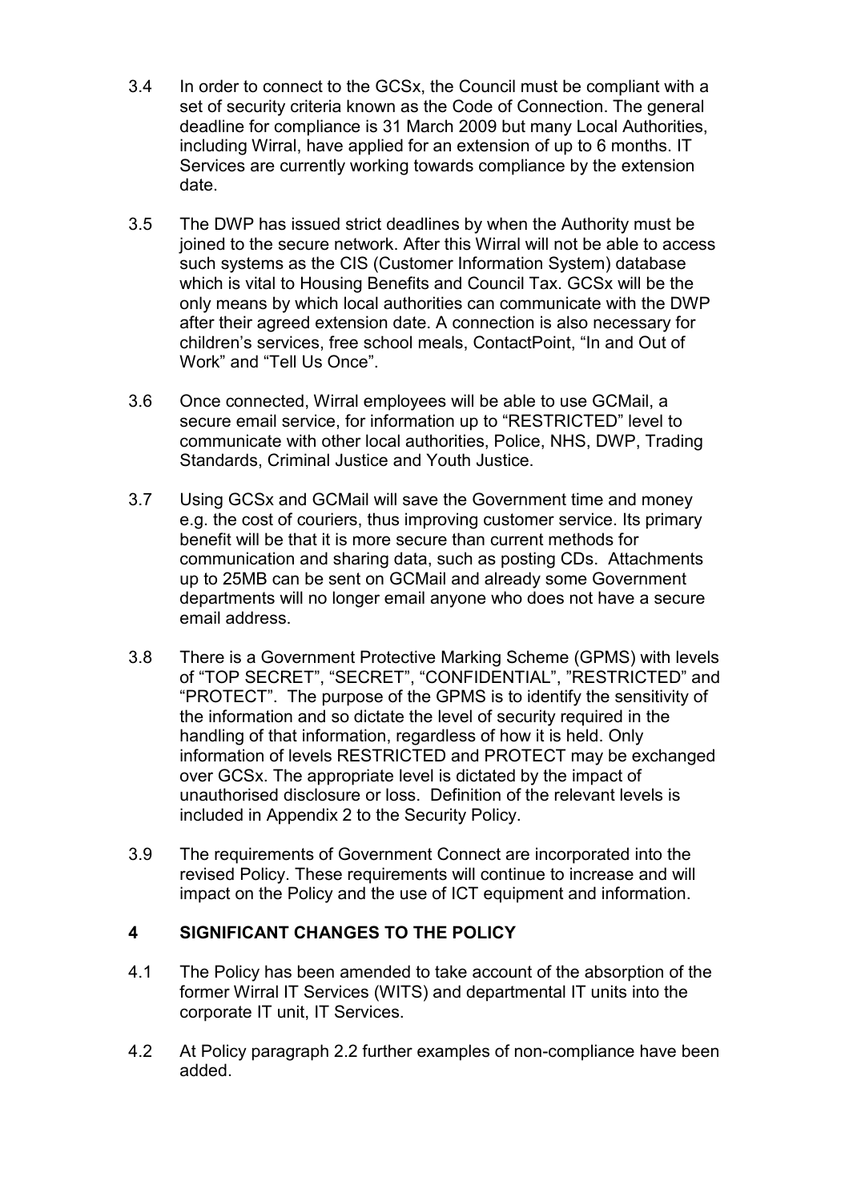3.4 In order to connect to the GCSx, the Council must be compliant with a set of security criteria known as the Code of Connection. The general deadline for compliance is 31 March 2009 but many Local Authorities, including Wirral, have applied for an extension of up to 6 months. IT Services are currently working towards compliance by the extension date.

3.5 The DWP has issued strict deadlines by when the Authority must be joined to the secure network. After this Wirral will not be able to access such systems as the CIS (Customer Information System) database which is vital to Housing Benefits and Council Tax. GCSx will be the only means by which local authorities can communicate with the DWP after their agreed extension date. A connection is also necessary for children's services, free school meals, ContactPoint, "In and Out of Work" and "Tell Us Once".

3.6 Once connected, Wirral employees will be able to use GCMail, a secure email service, for information up to "RESTRICTED" level to communicate with other local authorities, Police, NHS, DWP, Trading Standards, Criminal Justice and Youth Justice.

3.7 Using GCSx and GCMail will save the Government time and money e.g. the cost of couriers, thus improving customer service. Its primary benefit will be that it is more secure than current methods for communication and sharing data, such as posting CDs. Attachments up to 25MB can be sent on GCMail and already some Government departments will no longer email anyone who does not have a secure email address.

3.8 There is a Government Protective Marking Scheme (GPMS) with levels of "TOP SECRET", "SECRET", "CONFIDENTIAL", "RESTRICTED" and "PROTECT". The purpose of the GPMS is to identify the sensitivity of the information and so dictate the level of security required in the handling of that information, regardless of how it is held. Only information of levels RESTRICTED and PROTECT may be exchanged over GCSx. The appropriate level is dictated by the impact of unauthorised disclosure or loss. Definition of the relevant levels is included in Appendix 2 to the Security Policy.

3.9 The requirements of Government Connect are incorporated into the revised Policy. These requirements will continue to increase and will impact on the Policy and the use of ICT equipment and information.

## 4 SIGNIFICANT CHANGES TO THE POLICY

4.1 The Policy has been amended to take account of the absorption of the former Wirral IT Services (WITS) and departmental IT units into the corporate IT unit, IT Services.

4.2 At Policy paragraph 2.2 further examples of non-compliance have been added.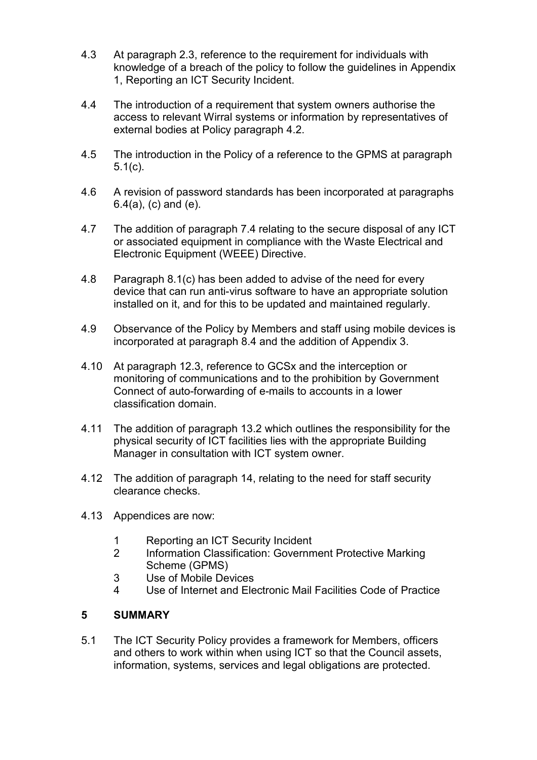4.3 At paragraph 2.3, reference to the requirement for individuals with knowledge of a breach of the policy to follow the guidelines in Appendix 1, Reporting an ICT Security Incident.

4.4 The introduction of a requirement that system owners authorise the access to relevant Wirral systems or information by representatives of external bodies at Policy paragraph 4.2.

4.5 The introduction in the Policy of a reference to the GPMS at paragraph 5.1(c).

4.6 A revision of password standards has been incorporated at paragraphs 6.4(a), (c) and (e).

4.7 The addition of paragraph 7.4 relating to the secure disposal of any ICT or associated equipment in compliance with the Waste Electrical and Electronic Equipment (WEEE) Directive.

4.8 Paragraph 8.1(c) has been added to advise of the need for every device that can run anti-virus software to have an appropriate solution installed on it, and for this to be updated and maintained regularly.

4.9 Observance of the Policy by Members and staff using mobile devices is incorporated at paragraph 8.4 and the addition of Appendix 3.

4.10 At paragraph 12.3, reference to GCSx and the interception or monitoring of communications and to the prohibition by Government Connect of auto-forwarding of e-mails to accounts in a lower classification domain.

4.11 The addition of paragraph 13.2 which outlines the responsibility for the physical security of ICT facilities lies with the appropriate Building Manager in consultation with ICT system owner.

4.12 The addition of paragraph 14, relating to the need for staff security clearance checks.

4.13 Appendices are now:

1. Reporting an ICT Security Incident
2. Information Classification: Government Protective Marking Scheme (GPMS)
3. Use of Mobile Devices
4. Use of Internet and Electronic Mail Facilities Code of Practice

## 5 SUMMARY

5.1 The ICT Security Policy provides a framework for Members, officers and others to work within when using ICT so that the Council assets, information, systems, services and legal obligations are protected.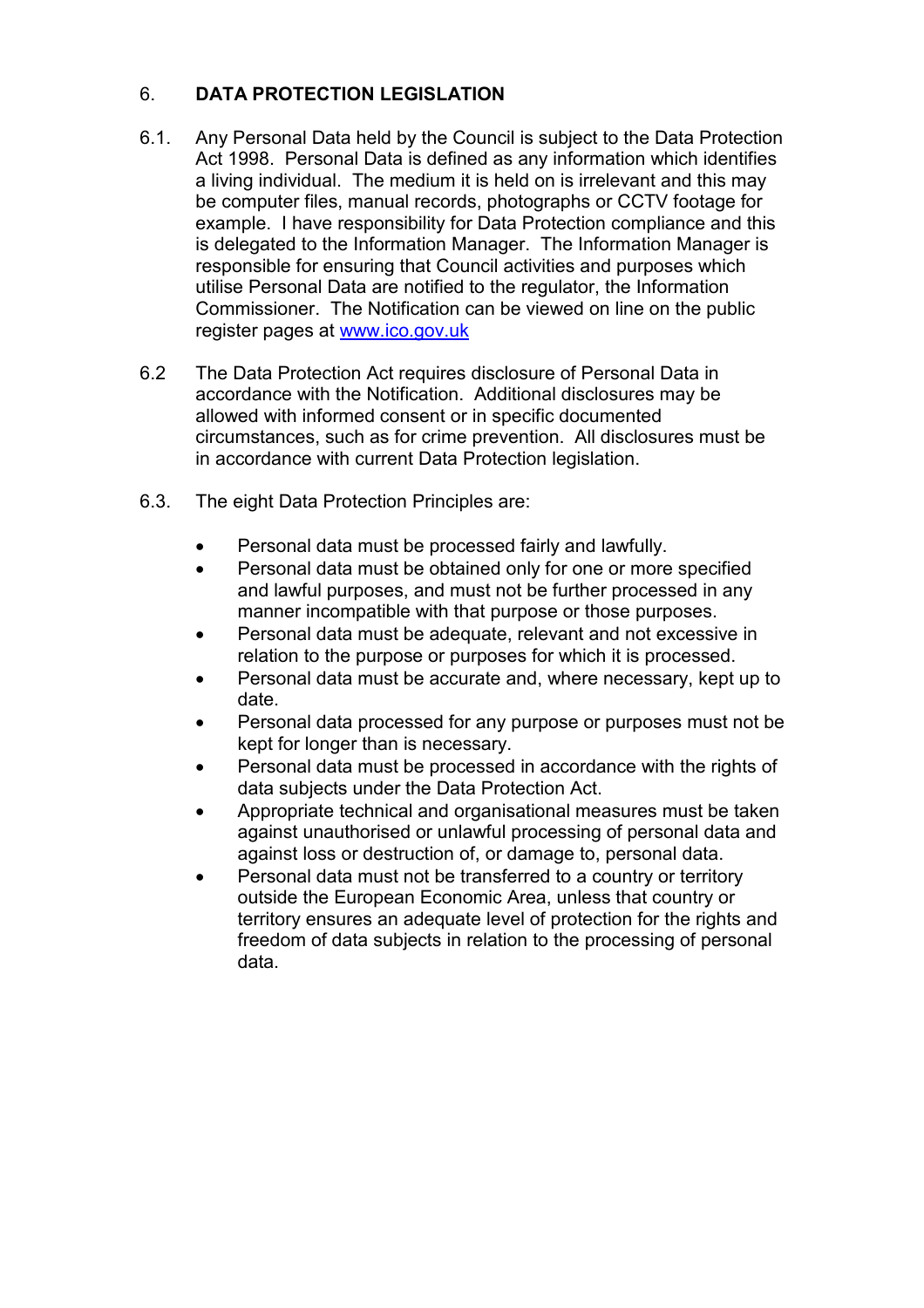## 6. DATA PROTECTION LEGISLATION

6.1. Any Personal Data held by the Council is subject to the Data Protection Act 1998. Personal Data is defined as any information which identifies a living individual. The medium it is held on is irrelevant and this may be computer files, manual records, photographs or CCTV footage for example. I have responsibility for Data Protection compliance and this is delegated to the Information Manager. The Information Manager is responsible for ensuring that Council activities and purposes which utilise Personal Data are notified to the regulator, the Information Commissioner. The Notification can be viewed on line on the public register pages at [www.ico.gov.uk](http://www.ico.gov.uk)

6.2 The Data Protection Act requires disclosure of Personal Data in accordance with the Notification. Additional disclosures may be allowed with informed consent or in specific documented circumstances, such as for crime prevention. All disclosures must be in accordance with current Data Protection legislation.

6.3. The eight Data Protection Principles are:

- Personal data must be processed fairly and lawfully.
- Personal data must be obtained only for one or more specified and lawful purposes, and must not be further processed in any manner incompatible with that purpose or those purposes.
- Personal data must be adequate, relevant and not excessive in relation to the purpose or purposes for which it is processed.
- Personal data must be accurate and, where necessary, kept up to date.
- Personal data processed for any purpose or purposes must not be kept for longer than is necessary.
- Personal data must be processed in accordance with the rights of data subjects under the Data Protection Act.
- Appropriate technical and organisational measures must be taken against unauthorised or unlawful processing of personal data and against loss or destruction of, or damage to, personal data.
- Personal data must not be transferred to a country or territory outside the European Economic Area, unless that country or territory ensures an adequate level of protection for the rights and freedom of data subjects in relation to the processing of personal data.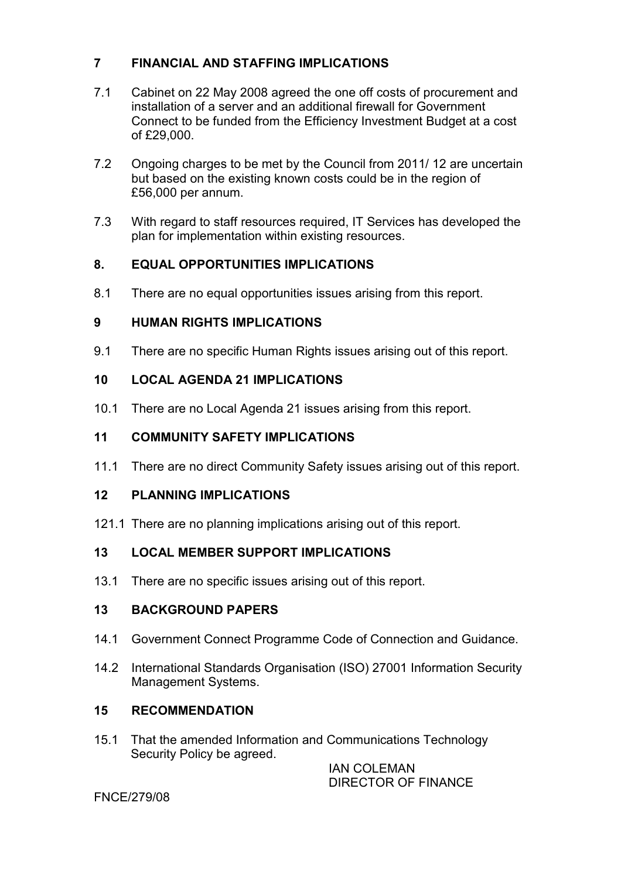## 7 FINANCIAL AND STAFFING IMPLICATIONS

7.1 Cabinet on 22 May 2008 agreed the one off costs of procurement and installation of a server and an additional firewall for Government Connect to be funded from the Efficiency Investment Budget at a cost of £29,000.

7.2 Ongoing charges to be met by the Council from 2011/ 12 are uncertain but based on the existing known costs could be in the region of £56,000 per annum.

7.3 With regard to staff resources required, IT Services has developed the plan for implementation within existing resources.

## 8. EQUAL OPPORTUNITIES IMPLICATIONS

8.1 There are no equal opportunities issues arising from this report.

## 9 HUMAN RIGHTS IMPLICATIONS

9.1 There are no specific Human Rights issues arising out of this report.

## 10 LOCAL AGENDA 21 IMPLICATIONS

10.1 There are no Local Agenda 21 issues arising from this report.

## 11 COMMUNITY SAFETY IMPLICATIONS

11.1 There are no direct Community Safety issues arising out of this report.

## 12 PLANNING IMPLICATIONS

121.1 There are no planning implications arising out of this report.

## 13 LOCAL MEMBER SUPPORT IMPLICATIONS

13.1 There are no specific issues arising out of this report.

## 13 BACKGROUND PAPERS

14.1 Government Connect Programme Code of Connection and Guidance.

14.2 International Standards Organisation (ISO) 27001 Information Security Management Systems.

## 15 RECOMMENDATION

15.1 That the amended Information and Communications Technology Security Policy be agreed.

IAN COLEMAN
DIRECTOR OF FINANCE

FNCE/279/08